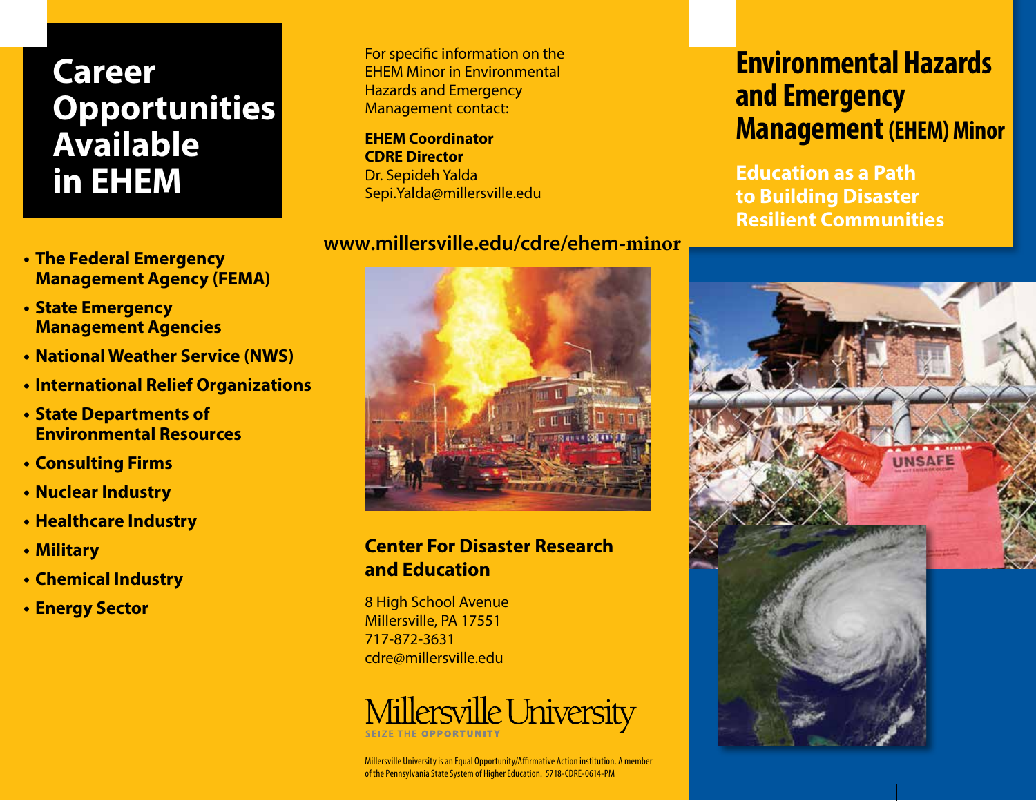# Career Opportunities Available in EHEM

- **The Federal Emergency Management Agency (FEMA)**
- **State Emergency Management Agencies**
- **National Weather Service (NWS)**
- **International Relief Organizations**
- **State Departments of Environmental Resources**
- **Consulting Firms**
- **Nuclear Industry**
- **Healthcare Industry**
- **Military**
- **Chemical Industry**
- **Energy Sector**

For specific information on the EHEM Minor in Environmental Hazards and Emergency Management contact:

**EHEM Coordinator**
**CDRE Director**
Dr. Sepideh Yalda
Sepi.Yalda@millersville.edu

**www.millersville.edu/cdre/ehem-minor**

## Center For Disaster Research and Education

8 High School Avenue
Millersville, PA 17551
717-872-3631
cdre@millersville.edu

Millersville University
SEIZE THE OPPORTUNITY

Millersville University is an Equal Opportunity/Affirmative Action institution. A member of the Pennsylvania State System of Higher Education. 5718-CDRE-0614-PM

# Environmental Hazards and Emergency Management (EHEM) Minor

## Education as a Path to Building Disaster Resilient Communities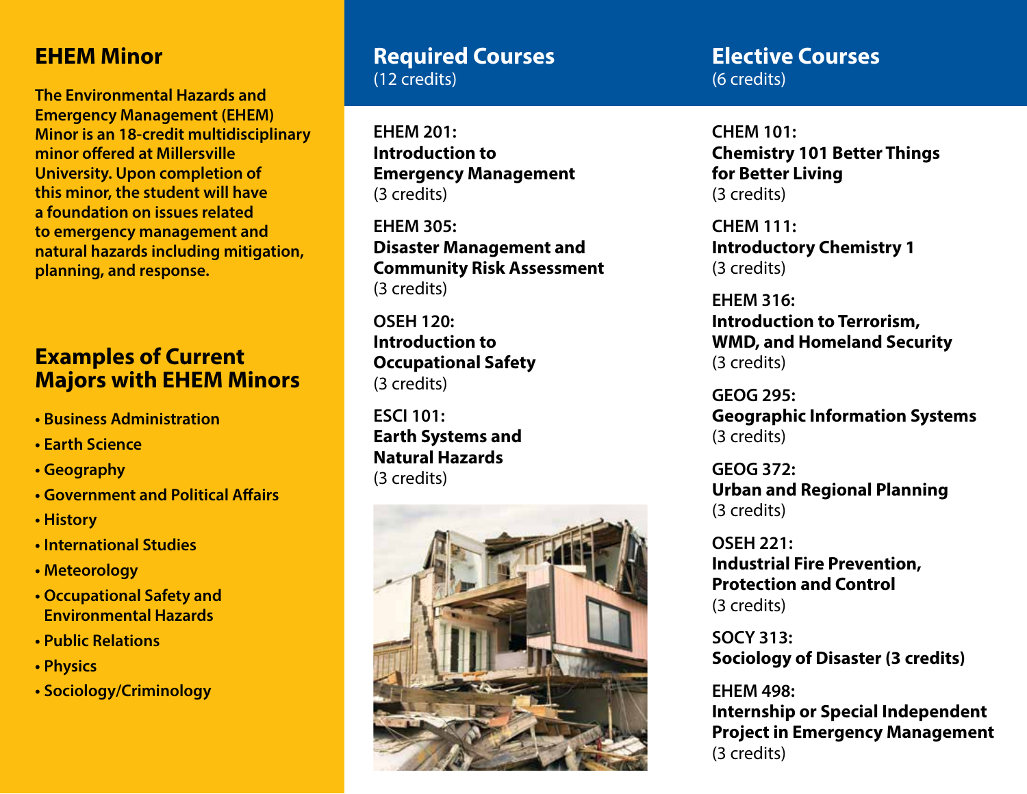## EHEM Minor

**The Environmental Hazards and Emergency Management (EHEM) Minor is an 18-credit multidisciplinary minor offered at Millersville University. Upon completion of this minor, the student will have a foundation on issues related to emergency management and natural hazards including mitigation, planning, and response.**

## Examples of Current Majors with EHEM Minors

- Business Administration
- Earth Science
- Geography
- Government and Political Affairs
- History
- International Studies
- Meteorology
- Occupational Safety and Environmental Hazards
- Public Relations
- Physics
- Sociology/Criminology

## Required Courses

(12 credits)

**EHEM 201:**
**Introduction to Emergency Management**
(3 credits)

**EHEM 305:**
**Disaster Management and Community Risk Assessment**
(3 credits)

**OSEH 120:**
**Introduction to Occupational Safety**
(3 credits)

**ESCI 101:**
**Earth Systems and Natural Hazards**
(3 credits)

## Elective Courses

(6 credits)

**CHEM 101:**
**Chemistry 101 Better Things for Better Living**
(3 credits)

**CHEM 111:**
**Introductory Chemistry 1**
(3 credits)

**EHEM 316:**
**Introduction to Terrorism, WMD, and Homeland Security**
(3 credits)

**GEOG 295:**
**Geographic Information Systems**
(3 credits)

**GEOG 372:**
**Urban and Regional Planning**
(3 credits)

**OSEH 221:**
**Industrial Fire Prevention, Protection and Control**
(3 credits)

**SOCY 313:**
**Sociology of Disaster (3 credits)**

**EHEM 498:**
**Internship or Special Independent Project in Emergency Management**
(3 credits)